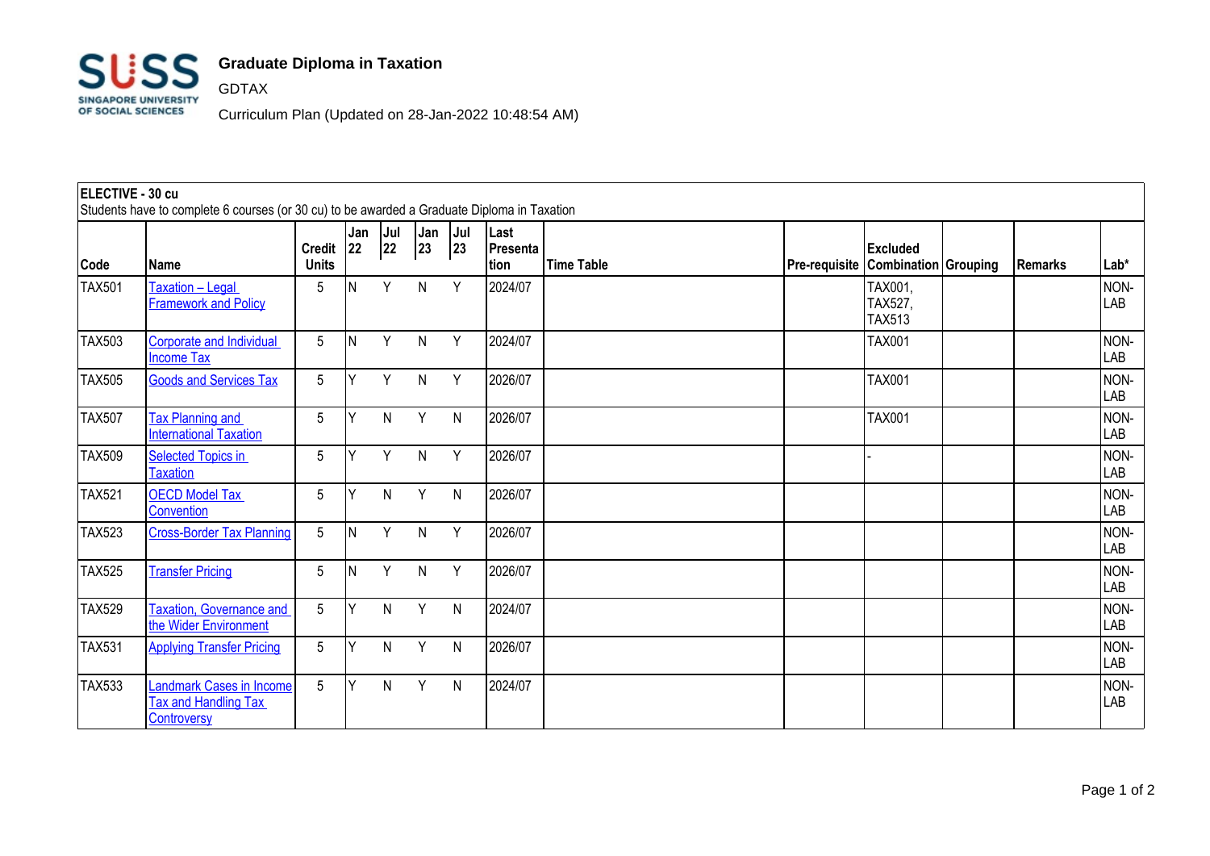# Graduate Diploma in Taxation

GDTAX

Curriculum Plan (Updated on 28-Jan-2022 10:48:54 AM)

**ELECTIVE - 30 cu**

Students have to complete 6 courses (or 30 cu) to be awarded a Graduate Diploma in Taxation

| Code | Name | Credit Units | Jan 22 | Jul 22 | Jan 23 | Jul 23 | Last Presentation | Time Table | Pre-requisite | Excluded Combination | Grouping | Remarks | Lab* |
|---|---|---|---|---|---|---|---|---|---|---|---|---|---|
| TAX501 | Taxation – Legal Framework and Policy | 5 | N | Y | N | Y | 2024/07 | | | TAX001, TAX527, TAX513 | | | NON-LAB |
| TAX503 | Corporate and Individual Income Tax | 5 | N | Y | N | Y | 2024/07 | | | TAX001 | | | NON-LAB |
| TAX505 | Goods and Services Tax | 5 | Y | Y | N | Y | 2026/07 | | | TAX001 | | | NON-LAB |
| TAX507 | Tax Planning and International Taxation | 5 | Y | N | Y | N | 2026/07 | | | TAX001 | | | NON-LAB |
| TAX509 | Selected Topics in Taxation | 5 | Y | Y | N | Y | 2026/07 | | | - | | | NON-LAB |
| TAX521 | OECD Model Tax Convention | 5 | Y | N | Y | N | 2026/07 | | | | | | NON-LAB |
| TAX523 | Cross-Border Tax Planning | 5 | N | Y | N | Y | 2026/07 | | | | | | NON-LAB |
| TAX525 | Transfer Pricing | 5 | N | Y | N | Y | 2026/07 | | | | | | NON-LAB |
| TAX529 | Taxation, Governance and the Wider Environment | 5 | Y | N | Y | N | 2024/07 | | | | | | NON-LAB |
| TAX531 | Applying Transfer Pricing | 5 | Y | N | Y | N | 2026/07 | | | | | | NON-LAB |
| TAX533 | Landmark Cases in Income Tax and Handling Tax Controversy | 5 | Y | N | Y | N | 2024/07 | | | | | | NON-LAB |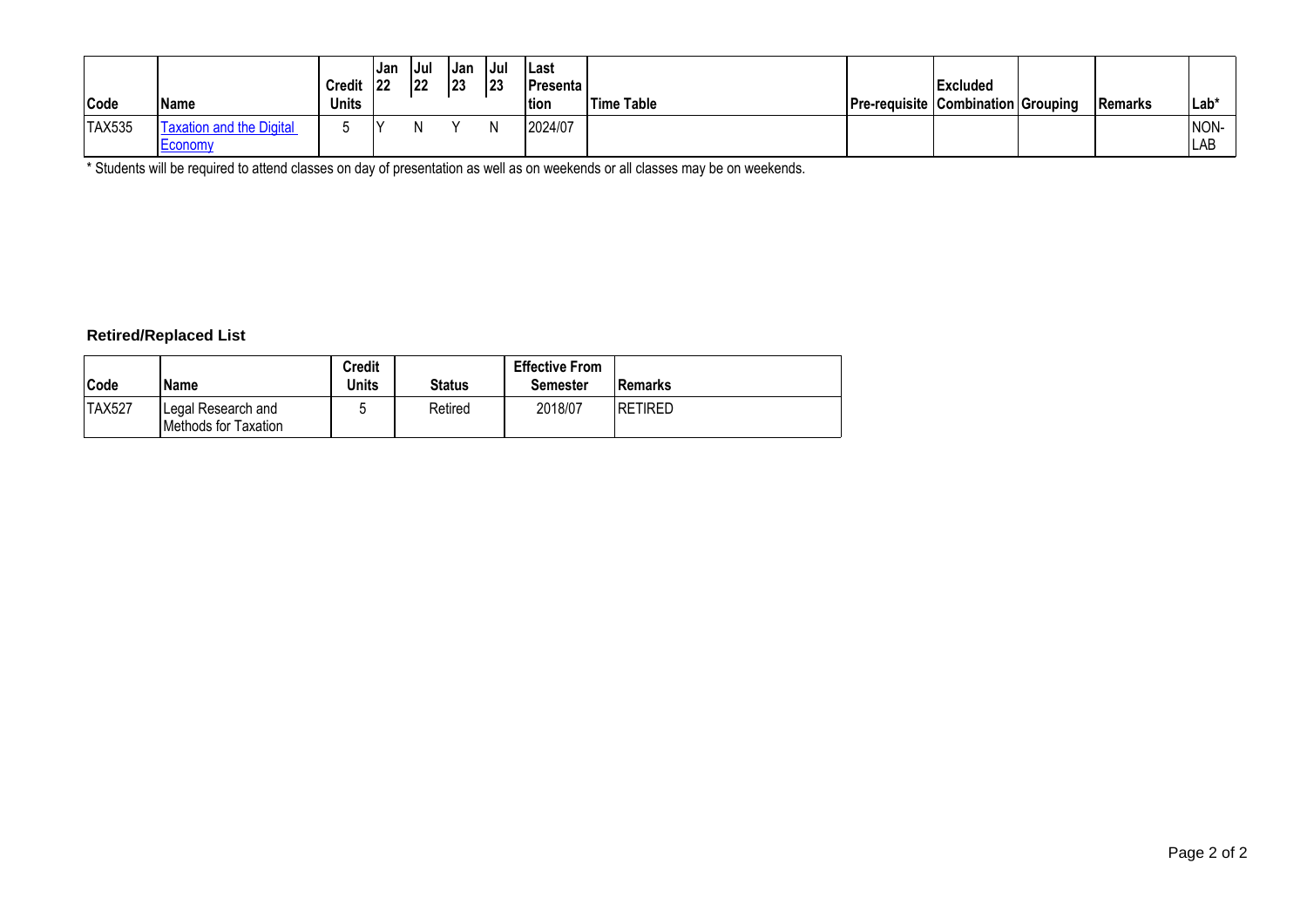| Code | Name | Credit Units | Jan 22 | Jul 22 | Jan 23 | Jul 23 | Last Presentation | Time Table | Pre-requisite | Excluded Combination | Grouping | Remarks | Lab* |
|---|---|---|---|---|---|---|---|---|---|---|---|---|---|
| TAX535 | Taxation and the Digital Economy | 5 | Y | N | Y | N | 2024/07 | | | | | | NON-LAB |

* Students will be required to attend classes on day of presentation as well as on weekends or all classes may be on weekends.

### Retired/Replaced List

| Code | Name | Credit Units | Status | Effective From Semester | Remarks |
|---|---|---|---|---|---|
| TAX527 | Legal Research and Methods for Taxation | 5 | Retired | 2018/07 | RETIRED |